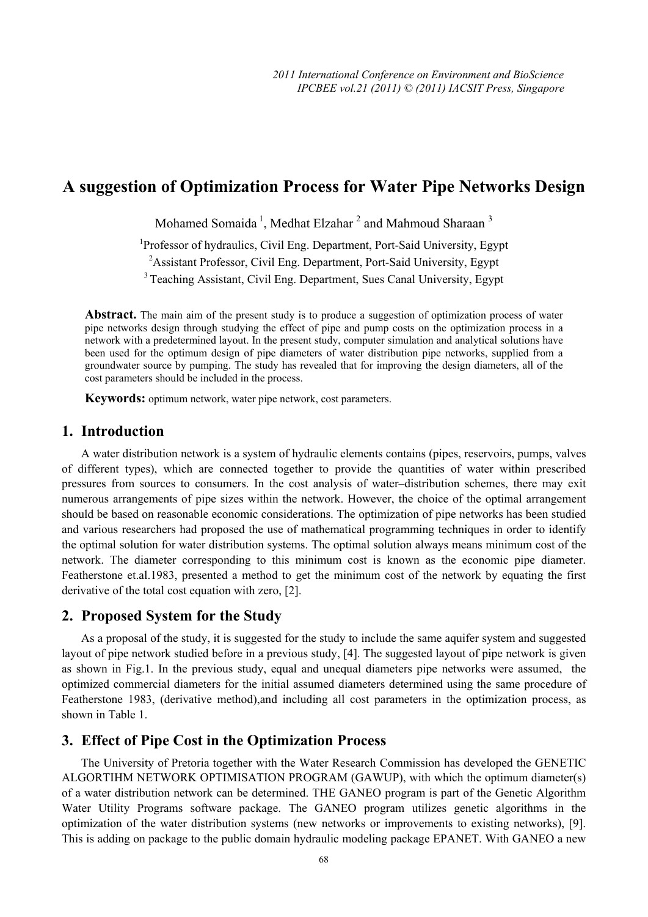# A suggestion of Optimization Process for Water Pipe Networks Design

Mohamed Somaida [1], Medhat Elzahar [2] and Mahmoud Sharaan [3]

[1]Professor of hydraulics, Civil Eng. Department, Port-Said University, Egypt

[2]Assistant Professor, Civil Eng. Department, Port-Said University, Egypt

[3] Teaching Assistant, Civil Eng. Department, Sues Canal University, Egypt

**Abstract.** The main aim of the present study is to produce a suggestion of optimization process of water pipe networks design through studying the effect of pipe and pump costs on the optimization process in a network with a predetermined layout. In the present study, computer simulation and analytical solutions have been used for the optimum design of pipe diameters of water distribution pipe networks, supplied from a groundwater source by pumping. The study has revealed that for improving the design diameters, all of the cost parameters should be included in the process.

**Keywords:** optimum network, water pipe network, cost parameters.

## 1. Introduction

A water distribution network is a system of hydraulic elements contains (pipes, reservoirs, pumps, valves of different types), which are connected together to provide the quantities of water within prescribed pressures from sources to consumers. In the cost analysis of water–distribution schemes, there may exit numerous arrangements of pipe sizes within the network. However, the choice of the optimal arrangement should be based on reasonable economic considerations. The optimization of pipe networks has been studied and various researchers had proposed the use of mathematical programming techniques in order to identify the optimal solution for water distribution systems. The optimal solution always means minimum cost of the network. The diameter corresponding to this minimum cost is known as the economic pipe diameter. Featherstone et.al.1983, presented a method to get the minimum cost of the network by equating the first derivative of the total cost equation with zero, [2].

## 2. Proposed System for the Study

As a proposal of the study, it is suggested for the study to include the same aquifer system and suggested layout of pipe network studied before in a previous study, [4]. The suggested layout of pipe network is given as shown in Fig.1. In the previous study, equal and unequal diameters pipe networks were assumed, the optimized commercial diameters for the initial assumed diameters determined using the same procedure of Featherstone 1983, (derivative method),and including all cost parameters in the optimization process, as shown in Table 1.

## 3. Effect of Pipe Cost in the Optimization Process

The University of Pretoria together with the Water Research Commission has developed the GENETIC ALGORTIHM NETWORK OPTIMISATION PROGRAM (GAWUP), with which the optimum diameter(s) of a water distribution network can be determined. THE GANEO program is part of the Genetic Algorithm Water Utility Programs software package. The GANEO program utilizes genetic algorithms in the optimization of the water distribution systems (new networks or improvements to existing networks), [9]. This is adding on package to the public domain hydraulic modeling package EPANET. With GANEO a new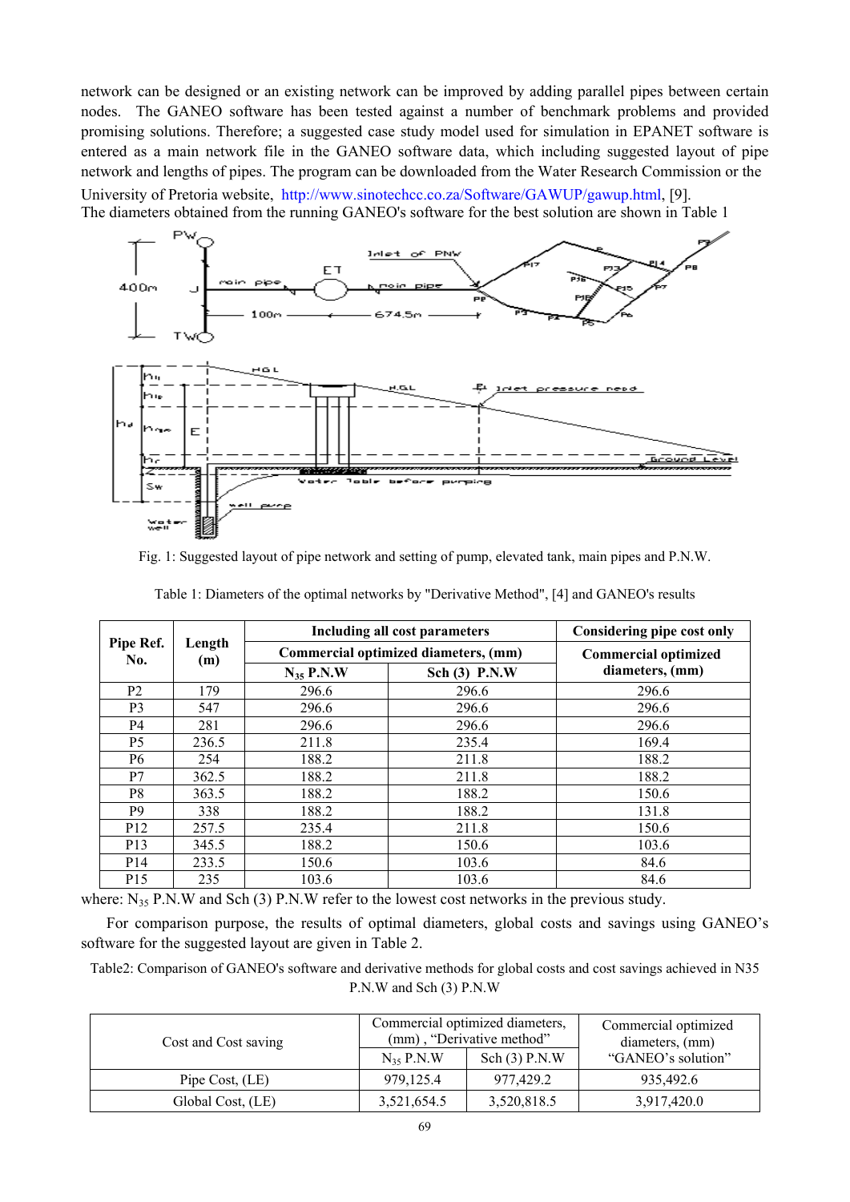network can be designed or an existing network can be improved by adding parallel pipes between certain nodes. The GANEO software has been tested against a number of benchmark problems and provided promising solutions. Therefore; a suggested case study model used for simulation in EPANET software is entered as a main network file in the GANEO software data, which including suggested layout of pipe network and lengths of pipes. The program can be downloaded from the Water Research Commission or the University of Pretoria website, http://www.sinotechcc.co.za/Software/GAWUP/gawup.html, [9].

The diameters obtained from the running GANEO's software for the best solution are shown in Table 1

Fig. 1: Suggested layout of pipe network and setting of pump, elevated tank, main pipes and P.N.W.

Table 1: Diameters of the optimal networks by "Derivative Method", [4] and GANEO's results

| Pipe Ref. No. | Length (m) | Including all cost parameters | | Considering pipe cost only |
|---|---|---|---|---|
| | | Commercial optimized diameters, (mm) | | Commercial optimized diameters, (mm) |
| | | $N_{35}$ P.N.W | Sch (3) P.N.W | |
| P2 | 179 | 296.6 | 296.6 | 296.6 |
| P3 | 547 | 296.6 | 296.6 | 296.6 |
| P4 | 281 | 296.6 | 296.6 | 296.6 |
| P5 | 236.5 | 211.8 | 235.4 | 169.4 |
| P6 | 254 | 188.2 | 211.8 | 188.2 |
| P7 | 362.5 | 188.2 | 211.8 | 188.2 |
| P8 | 363.5 | 188.2 | 188.2 | 150.6 |
| P9 | 338 | 188.2 | 188.2 | 131.8 |
| P12 | 257.5 | 235.4 | 211.8 | 150.6 |
| P13 | 345.5 | 188.2 | 150.6 | 103.6 |
| P14 | 233.5 | 150.6 | 103.6 | 84.6 |
| P15 | 235 | 103.6 | 103.6 | 84.6 |

where: $N_{35}$ P.N.W and Sch (3) P.N.W refer to the lowest cost networks in the previous study.

For comparison purpose, the results of optimal diameters, global costs and savings using GANEO's software for the suggested layout are given in Table 2.

Table2: Comparison of GANEO's software and derivative methods for global costs and cost savings achieved in N35 P.N.W and Sch (3) P.N.W

| Cost and Cost saving | Commercial optimized diameters, (mm) , "Derivative method" | | Commercial optimized diameters, (mm) "GANEO's solution" |
|---|---|---|---|
| | $N_{35}$ P.N.W | Sch (3) P.N.W | |
| Pipe Cost, (LE) | 979,125.4 | 977,429.2 | 935,492.6 |
| Global Cost, (LE) | 3,521,654.5 | 3,520,818.5 | 3,917,420.0 |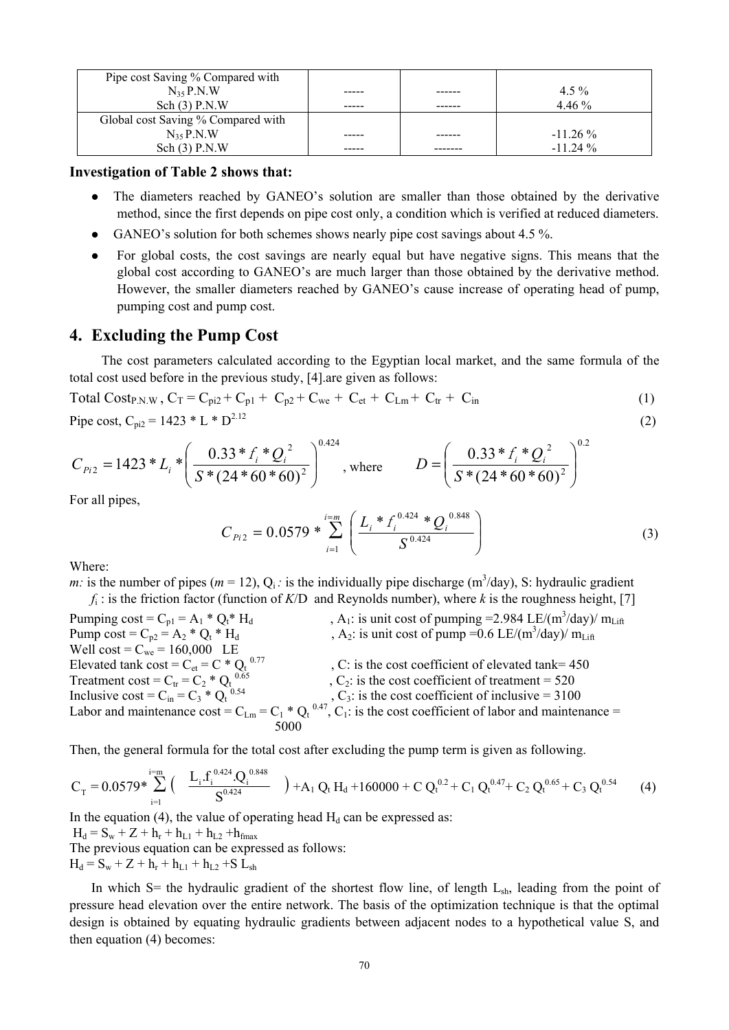| Pipe cost Saving % Compared with $N_{35}$ P.N.W Sch (3) P.N.W | ----- ----- | ------ ------ | 4.5 % 4.46 % |
|---|---|---|---|
| Global cost Saving % Compared with $N_{35}$ P.N.W Sch (3) P.N.W | ----- ----- | ------ ------- | -11.26 % -11.24 % |

**Investigation of Table 2 shows that:**

- The diameters reached by GANEO's solution are smaller than those obtained by the derivative method, since the first depends on pipe cost only, a condition which is verified at reduced diameters.
- GANEO's solution for both schemes shows nearly pipe cost savings about 4.5 %.
- For global costs, the cost savings are nearly equal but have negative signs. This means that the global cost according to GANEO's are much larger than those obtained by the derivative method. However, the smaller diameters reached by GANEO's cause increase of operating head of pump, pumping cost and pump cost.

## 4. Excluding the Pump Cost

The cost parameters calculated according to the Egyptian local market, and the same formula of the total cost used before in the previous study, [4].are given as follows:

Total $\text{Cost}_{P.N.W}$, $C_T = C_{pi2} + C_{p1} + C_{p2} + C_{we} + C_{et} + C_{Lm} + C_{tr} + C_{in}$ (1)

Pipe cost, $C_{pi2} = 1423 * L * D^{2.12}$ (2)

$$C_{Pi2} = 1423 * L_i * \left( \frac{0.33 * f_i * Q_i^2}{S * (24 * 60 * 60)^2} \right)^{0.424} \text{, where} \qquad D = \left( \frac{0.33 * f_i * Q_i^2}{S * (24 * 60 * 60)^2} \right)^{0.2}$$

For all pipes,

$$C_{Pi2} = 0.0579 * \sum_{i=1}^{i=m} \left( \frac{L_i * f_i^{0.424} * Q_i^{0.848}}{S^{0.424}} \right) \tag{3}$$

Where:

*m:* is the number of pipes ($m$ = 12), $Q_i$ *:* is the individually pipe discharge ($m^3$/day), S: hydraulic gradient

$f_i$ : is the friction factor (function of *K*/D and Reynolds number), where *k* is the roughness height, [7]

Pumping cost = $C_{p1} = A_1 * Q_t * H_d$ , $A_1$: is unit cost of pumping =2.984 LE/($m^3$/day)/ $m_{Lift}$

Pump cost = $C_{p2} = A_2 * Q_t * H_d$ , $A_2$: is unit cost of pump =0.6 LE/($m^3$/day)/ $m_{Lift}$

Well cost = $C_{we}$ = 160,000 LE

Elevated tank cost = $C_{et} = C * Q_t^{0.77}$ , C: is the cost coefficient of elevated tank= 450

Treatment cost = $C_{tr} = C_2 * Q_t^{0.65}$ , $C_2$: is the cost coefficient of treatment = 520

Inclusive cost = $C_{in} = C_3 * Q_t^{0.54}$ , $C_3$: is the cost coefficient of inclusive = 3100

Labor and maintenance cost = $C_{Lm} = C_1 * Q_t^{0.47}$, $C_1$: is the cost coefficient of labor and maintenance = 5000

Then, the general formula for the total cost after excluding the pump term is given as following.

$$C_T = 0.0579 * \sum_{i=1}^{i=m} \left( \frac{L_i . f_i^{0.424} . Q_i^{0.848}}{S^{0.424}} \right) + A_1 Q_t H_d + 160000 + C Q_t^{0.2} + C_1 Q_t^{0.47} + C_2 Q_t^{0.65} + C_3 Q_t^{0.54} \tag{4}$$

In the equation (4), the value of operating head $H_d$ can be expressed as:

$H_d = S_w + Z + h_r + h_{L1} + h_{L2} + h_{fmax}$

The previous equation can be expressed as follows:

$H_d = S_w + Z + h_r + h_{L1} + h_{L2} + S L_{sh}$

In which S= the hydraulic gradient of the shortest flow line, of length $L_{sh}$, leading from the point of pressure head elevation over the entire network. The basis of the optimization technique is that the optimal design is obtained by equating hydraulic gradients between adjacent nodes to a hypothetical value S, and then equation (4) becomes: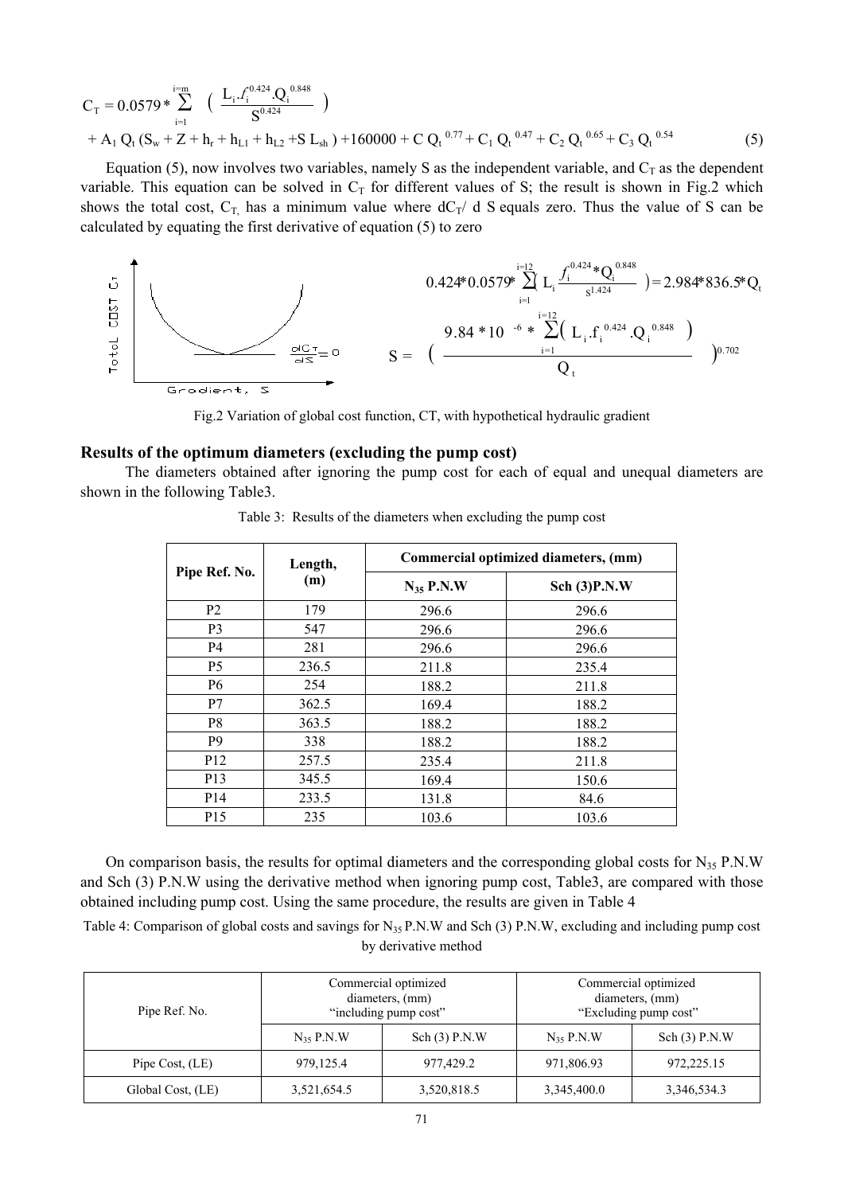$$C_T = 0.0579 * \sum_{i=1}^{i=m} \left( \frac{L_i . f_i^{0.424} . Q_i^{0.848}}{S^{0.424}} \right)$$

$$+ A_1 \, Q_t \, (S_w + Z + h_r + h_{L1} + h_{L2} + S \, L_{sh}) + 160000 + C \, Q_t^{\,0.77} + C_1 \, Q_t^{\,0.47} + C_2 \, Q_t^{\,0.65} + C_3 \, Q_t^{\,0.54} \quad (5)$$

Equation (5), now involves two variables, namely S as the independent variable, and $C_T$ as the dependent variable. This equation can be solved in $C_T$ for different values of S; the result is shown in Fig.2 which shows the total cost, $C_T$, has a minimum value where $dC_T/dS$ equals zero. Thus the value of S can be calculated by equating the first derivative of equation (5) to zero

$$0.424 * 0.0579 * \sum_{i=1}^{i=12} \left( L_i \frac{f_i^{0.424} * Q_i^{0.848}}{S^{1.424}} \right) = 2.984 * 836.5 * Q_t$$

$$S = \left( \frac{9.84 * 10^{-6} * \sum_{i=1}^{i=12} \left( L_i . f_i^{0.424} . Q_i^{0.848} \right)}{Q_t} \right)^{0.702}$$

Fig.2 Variation of global cost function, CT, with hypothetical hydraulic gradient

## Results of the optimum diameters (excluding the pump cost)

The diameters obtained after ignoring the pump cost for each of equal and unequal diameters are shown in the following Table3.

Table 3: Results of the diameters when excluding the pump cost

| Pipe Ref. No. | Length, (m) | Commercial optimized diameters, (mm) | |
|---|---|---|---|
| | | $N_{35}$ P.N.W | Sch (3)P.N.W |
| P2 | 179 | 296.6 | 296.6 |
| P3 | 547 | 296.6 | 296.6 |
| P4 | 281 | 296.6 | 296.6 |
| P5 | 236.5 | 211.8 | 235.4 |
| P6 | 254 | 188.2 | 211.8 |
| P7 | 362.5 | 169.4 | 188.2 |
| P8 | 363.5 | 188.2 | 188.2 |
| P9 | 338 | 188.2 | 188.2 |
| P12 | 257.5 | 235.4 | 211.8 |
| P13 | 345.5 | 169.4 | 150.6 |
| P14 | 233.5 | 131.8 | 84.6 |
| P15 | 235 | 103.6 | 103.6 |

On comparison basis, the results for optimal diameters and the corresponding global costs for $N_{35}$ P.N.W and Sch (3) P.N.W using the derivative method when ignoring pump cost, Table3, are compared with those obtained including pump cost. Using the same procedure, the results are given in Table 4

Table 4: Comparison of global costs and savings for $N_{35}$ P.N.W and Sch (3) P.N.W, excluding and including pump cost by derivative method

| Pipe Ref. No. | Commercial optimized diameters, (mm) "including pump cost" | | Commercial optimized diameters, (mm) "Excluding pump cost" | |
|---|---|---|---|---|
| | $N_{35}$ P.N.W | Sch (3) P.N.W | $N_{35}$ P.N.W | Sch (3) P.N.W |
| Pipe Cost, (LE) | 979,125.4 | 977,429.2 | 971,806.93 | 972,225.15 |
| Global Cost, (LE) | 3,521,654.5 | 3,520,818.5 | 3,345,400.0 | 3,346,534.3 |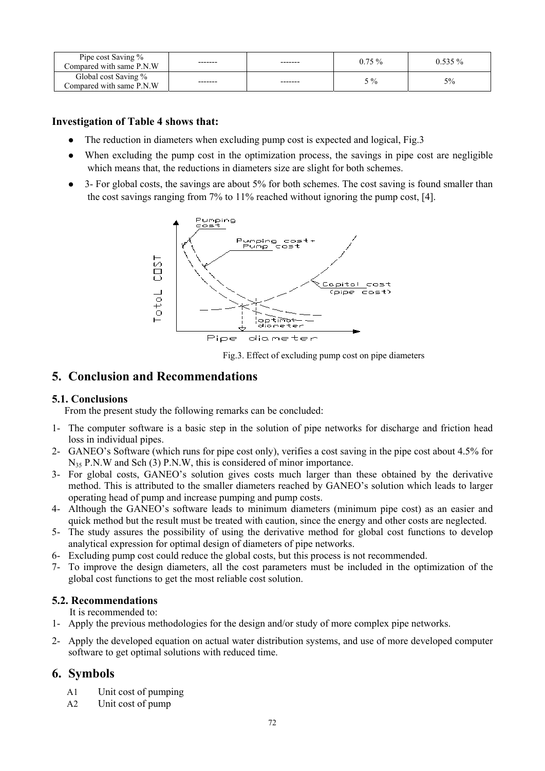| Pipe cost Saving % Compared with same P.N.W | ------- | ------- | 0.75 % | 0.535 % |
|---|---|---|---|---|
| Global cost Saving % Compared with same P.N.W | ------- | ------- | 5 % | 5% |

**Investigation of Table 4 shows that:**

- The reduction in diameters when excluding pump cost is expected and logical, Fig.3
- When excluding the pump cost in the optimization process, the savings in pipe cost are negligible which means that, the reductions in diameters size are slight for both schemes.
- 3- For global costs, the savings are about 5% for both schemes. The cost saving is found smaller than the cost savings ranging from 7% to 11% reached without ignoring the pump cost, [4].

Fig.3. Effect of excluding pump cost on pipe diameters

## 5. Conclusion and Recommendations

### 5.1. Conclusions

From the present study the following remarks can be concluded:

1- The computer software is a basic step in the solution of pipe networks for discharge and friction head loss in individual pipes.
2- GANEO's Software (which runs for pipe cost only), verifies a cost saving in the pipe cost about 4.5% for $N_{35}$ P.N.W and Sch (3) P.N.W, this is considered of minor importance.
3- For global costs, GANEO's solution gives costs much larger than these obtained by the derivative method. This is attributed to the smaller diameters reached by GANEO's solution which leads to larger operating head of pump and increase pumping and pump costs.
4- Although the GANEO's software leads to minimum diameters (minimum pipe cost) as an easier and quick method but the result must be treated with caution, since the energy and other costs are neglected.
5- The study assures the possibility of using the derivative method for global cost functions to develop analytical expression for optimal design of diameters of pipe networks.
6- Excluding pump cost could reduce the global costs, but this process is not recommended.
7- To improve the design diameters, all the cost parameters must be included in the optimization of the global cost functions to get the most reliable cost solution.

### 5.2. Recommendations

It is recommended to:

1- Apply the previous methodologies for the design and/or study of more complex pipe networks.
2- Apply the developed equation on actual water distribution systems, and use of more developed computer software to get optimal solutions with reduced time.

## 6. Symbols

A1 Unit cost of pumping

A2 Unit cost of pump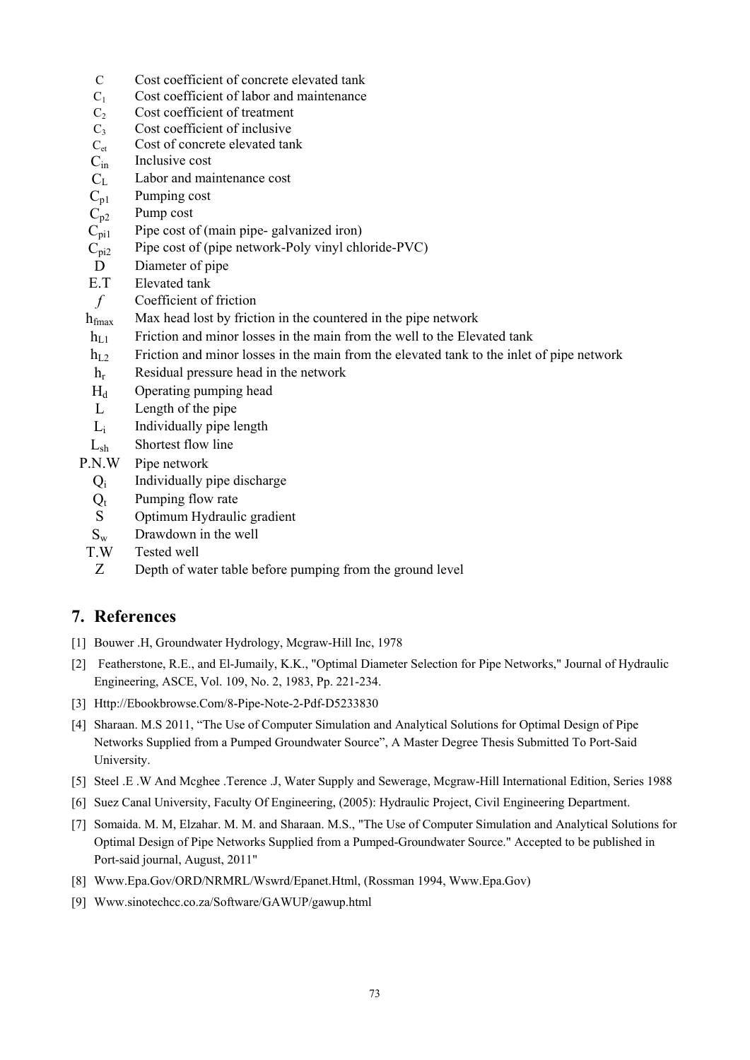| | |
|---|---|
| $C$ | Cost coefficient of concrete elevated tank |
| $C_1$ | Cost coefficient of labor and maintenance |
| $C_2$ | Cost coefficient of treatment |
| $C_3$ | Cost coefficient of inclusive |
| $C_{et}$ | Cost of concrete elevated tank |
| $C_{in}$ | Inclusive cost |
| $C_L$ | Labor and maintenance cost |
| $C_{p1}$ | Pumping cost |
| $C_{p2}$ | Pump cost |
| $C_{pi1}$ | Pipe cost of (main pipe- galvanized iron) |
| $C_{pi2}$ | Pipe cost of (pipe network-Poly vinyl chloride-PVC) |
| D | Diameter of pipe |
| E.T | Elevated tank |
| $f$ | Coefficient of friction |
| $h_{fmax}$ | Max head lost by friction in the countered in the pipe network |
| $h_{L1}$ | Friction and minor losses in the main from the well to the Elevated tank |
| $h_{L2}$ | Friction and minor losses in the main from the elevated tank to the inlet of pipe network |
| $h_r$ | Residual pressure head in the network |
| $H_d$ | Operating pumping head |
| L | Length of the pipe |
| $L_i$ | Individually pipe length |
| $L_{sh}$ | Shortest flow line |
| P.N.W | Pipe network |
| $Q_i$ | Individually pipe discharge |
| $Q_t$ | Pumping flow rate |
| S | Optimum Hydraulic gradient |
| $S_w$ | Drawdown in the well |
| T.W | Tested well |
| Z | Depth of water table before pumping from the ground level |

## 7. References

[1] Bouwer .H, Groundwater Hydrology, Mcgraw-Hill Inc, 1978

[2] Featherstone, R.E., and El-Jumaily, K.K., "Optimal Diameter Selection for Pipe Networks," Journal of Hydraulic Engineering, ASCE, Vol. 109, No. 2, 1983, Pp. 221-234.

[3] Http://Ebookbrowse.Com/8-Pipe-Note-2-Pdf-D5233830

[4] Sharaan. M.S 2011, "The Use of Computer Simulation and Analytical Solutions for Optimal Design of Pipe Networks Supplied from a Pumped Groundwater Source", A Master Degree Thesis Submitted To Port-Said University.

[5] Steel .E .W And Mcghee .Terence .J, Water Supply and Sewerage, Mcgraw-Hill International Edition, Series 1988

[6] Suez Canal University, Faculty Of Engineering, (2005): Hydraulic Project, Civil Engineering Department.

[7] Somaida. M. M, Elzahar. M. M. and Sharaan. M.S., "The Use of Computer Simulation and Analytical Solutions for Optimal Design of Pipe Networks Supplied from a Pumped-Groundwater Source." Accepted to be published in Port-said journal, August, 2011"

[8] Www.Epa.Gov/ORD/NRMRL/Wswrd/Epanet.Html, (Rossman 1994, Www.Epa.Gov)

[9] Www.sinotechcc.co.za/Software/GAWUP/gawup.html